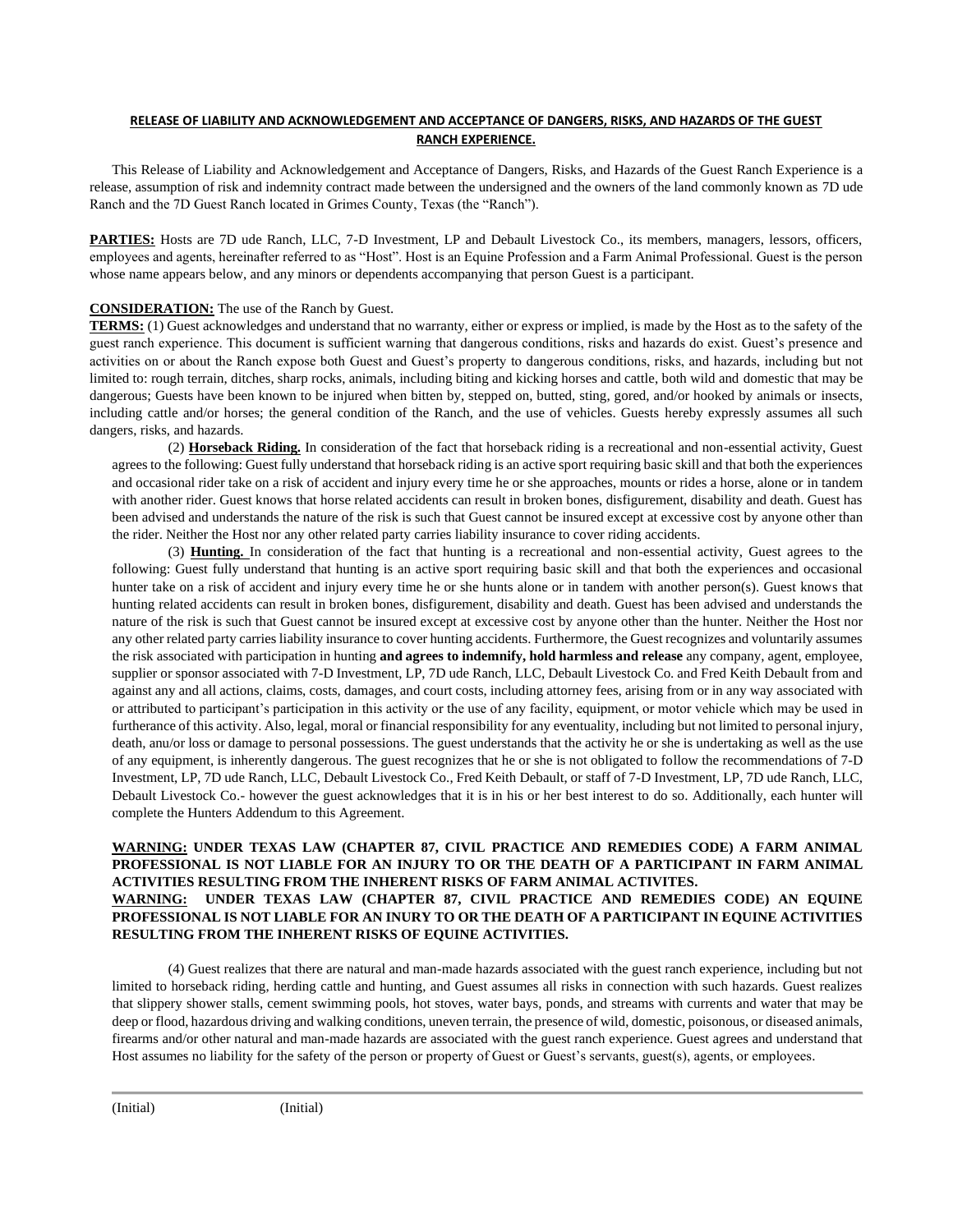# RELEASE OF LIABILITY AND ACKNOWLEDGEMENT AND ACCEPTANCE OF DANGERS, RISKS, AND HAZARDS OF THE GUEST RANCH EXPERIENCE.

This Release of Liability and Acknowledgement and Acceptance of Dangers, Risks, and Hazards of the Guest Ranch Experience is a release, assumption of risk and indemnity contract made between the undersigned and the owners of the land commonly known as 7D ude Ranch and the 7D Guest Ranch located in Grimes County, Texas (the "Ranch").

**PARTIES:** Hosts are 7D ude Ranch, LLC, 7-D Investment, LP and Debault Livestock Co., its members, managers, lessors, officers, employees and agents, hereinafter referred to as "Host". Host is an Equine Profession and a Farm Animal Professional. Guest is the person whose name appears below, and any minors or dependents accompanying that person Guest is a participant.

**CONSIDERATION:** The use of the Ranch by Guest.

**TERMS:** (1) Guest acknowledges and understand that no warranty, either or express or implied, is made by the Host as to the safety of the guest ranch experience. This document is sufficient warning that dangerous conditions, risks and hazards do exist. Guest's presence and activities on or about the Ranch expose both Guest and Guest's property to dangerous conditions, risks, and hazards, including but not limited to: rough terrain, ditches, sharp rocks, animals, including biting and kicking horses and cattle, both wild and domestic that may be dangerous; Guests have been known to be injured when bitten by, stepped on, butted, sting, gored, and/or hooked by animals or insects, including cattle and/or horses; the general condition of the Ranch, and the use of vehicles. Guests hereby expressly assumes all such dangers, risks, and hazards.

(2) **Horseback Riding.** In consideration of the fact that horseback riding is a recreational and non-essential activity, Guest agrees to the following: Guest fully understand that horseback riding is an active sport requiring basic skill and that both the experiences and occasional rider take on a risk of accident and injury every time he or she approaches, mounts or rides a horse, alone or in tandem with another rider. Guest knows that horse related accidents can result in broken bones, disfigurement, disability and death. Guest has been advised and understands the nature of the risk is such that Guest cannot be insured except at excessive cost by anyone other than the rider. Neither the Host nor any other related party carries liability insurance to cover riding accidents.

(3) **Hunting.** In consideration of the fact that hunting is a recreational and non-essential activity, Guest agrees to the following: Guest fully understand that hunting is an active sport requiring basic skill and that both the experiences and occasional hunter take on a risk of accident and injury every time he or she hunts alone or in tandem with another person(s). Guest knows that hunting related accidents can result in broken bones, disfigurement, disability and death. Guest has been advised and understands the nature of the risk is such that Guest cannot be insured except at excessive cost by anyone other than the hunter. Neither the Host nor any other related party carries liability insurance to cover hunting accidents. Furthermore, the Guest recognizes and voluntarily assumes the risk associated with participation in hunting **and agrees to indemnify, hold harmless and release** any company, agent, employee, supplier or sponsor associated with 7-D Investment, LP, 7D ude Ranch, LLC, Debault Livestock Co. and Fred Keith Debault from and against any and all actions, claims, costs, damages, and court costs, including attorney fees, arising from or in any way associated with or attributed to participant's participation in this activity or the use of any facility, equipment, or motor vehicle which may be used in furtherance of this activity. Also, legal, moral or financial responsibility for any eventuality, including but not limited to personal injury, death, anu/or loss or damage to personal possessions. The guest understands that the activity he or she is undertaking as well as the use of any equipment, is inherently dangerous. The guest recognizes that he or she is not obligated to follow the recommendations of 7-D Investment, LP, 7D ude Ranch, LLC, Debault Livestock Co., Fred Keith Debault, or staff of 7-D Investment, LP, 7D ude Ranch, LLC, Debault Livestock Co.- however the guest acknowledges that it is in his or her best interest to do so. Additionally, each hunter will complete the Hunters Addendum to this Agreement.

**WARNING: UNDER TEXAS LAW (CHAPTER 87, CIVIL PRACTICE AND REMEDIES CODE) A FARM ANIMAL PROFESSIONAL IS NOT LIABLE FOR AN INJURY TO OR THE DEATH OF A PARTICIPANT IN FARM ANIMAL ACTIVITIES RESULTING FROM THE INHERENT RISKS OF FARM ANIMAL ACTIVITES.**

**WARNING: UNDER TEXAS LAW (CHAPTER 87, CIVIL PRACTICE AND REMEDIES CODE) AN EQUINE PROFESSIONAL IS NOT LIABLE FOR AN INURY TO OR THE DEATH OF A PARTICIPANT IN EQUINE ACTIVITIES RESULTING FROM THE INHERENT RISKS OF EQUINE ACTIVITIES.**

(4) Guest realizes that there are natural and man-made hazards associated with the guest ranch experience, including but not limited to horseback riding, herding cattle and hunting, and Guest assumes all risks in connection with such hazards. Guest realizes that slippery shower stalls, cement swimming pools, hot stoves, water bays, ponds, and streams with currents and water that may be deep or flood, hazardous driving and walking conditions, uneven terrain, the presence of wild, domestic, poisonous, or diseased animals, firearms and/or other natural and man-made hazards are associated with the guest ranch experience. Guest agrees and understand that Host assumes no liability for the safety of the person or property of Guest or Guest's servants, guest(s), agents, or employees.

(Initial) (Initial)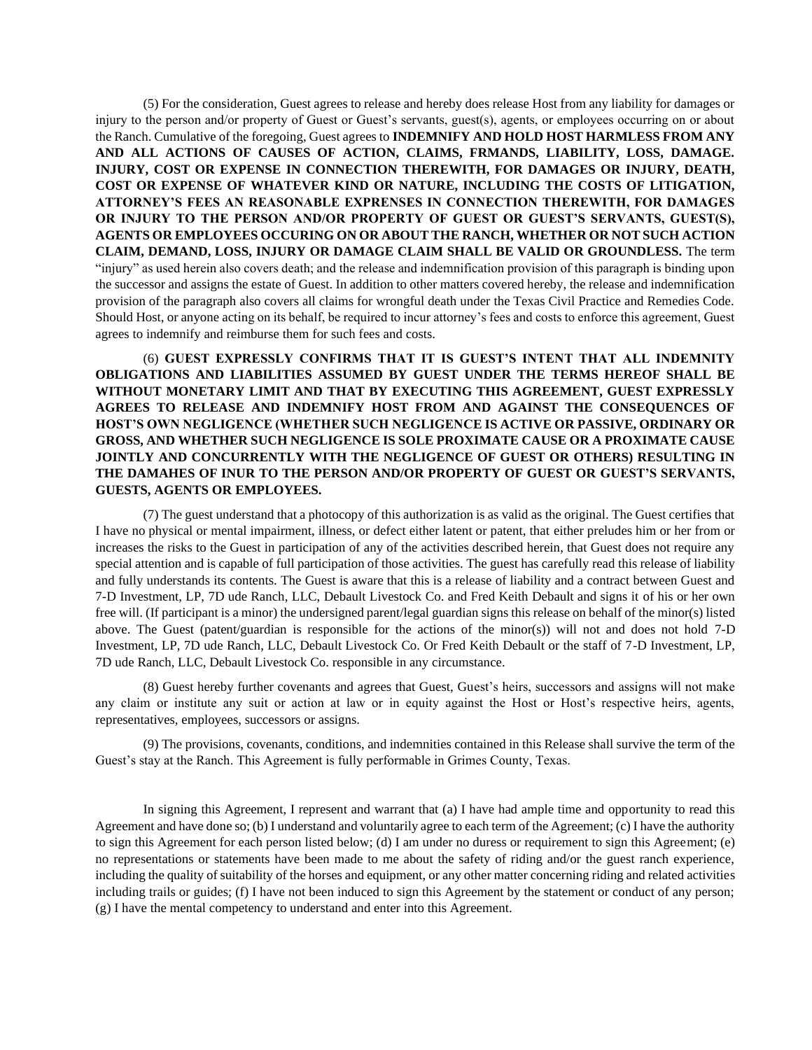(5) For the consideration, Guest agrees to release and hereby does release Host from any liability for damages or injury to the person and/or property of Guest or Guest's servants, guest(s), agents, or employees occurring on or about the Ranch. Cumulative of the foregoing, Guest agrees to **INDEMNIFY AND HOLD HOST HARMLESS FROM ANY AND ALL ACTIONS OF CAUSES OF ACTION, CLAIMS, FRMANDS, LIABILITY, LOSS, DAMAGE. INJURY, COST OR EXPENSE IN CONNECTION THEREWITH, FOR DAMAGES OR INJURY, DEATH, COST OR EXPENSE OF WHATEVER KIND OR NATURE, INCLUDING THE COSTS OF LITIGATION, ATTORNEY'S FEES AN REASONABLE EXPRENSES IN CONNECTION THEREWITH, FOR DAMAGES OR INJURY TO THE PERSON AND/OR PROPERTY OF GUEST OR GUEST'S SERVANTS, GUEST(S), AGENTS OR EMPLOYEES OCCURING ON OR ABOUT THE RANCH, WHETHER OR NOT SUCH ACTION CLAIM, DEMAND, LOSS, INJURY OR DAMAGE CLAIM SHALL BE VALID OR GROUNDLESS.** The term "injury" as used herein also covers death; and the release and indemnification provision of this paragraph is binding upon the successor and assigns the estate of Guest. In addition to other matters covered hereby, the release and indemnification provision of the paragraph also covers all claims for wrongful death under the Texas Civil Practice and Remedies Code. Should Host, or anyone acting on its behalf, be required to incur attorney's fees and costs to enforce this agreement, Guest agrees to indemnify and reimburse them for such fees and costs.

(6) **GUEST EXPRESSLY CONFIRMS THAT IT IS GUEST'S INTENT THAT ALL INDEMNITY OBLIGATIONS AND LIABILITIES ASSUMED BY GUEST UNDER THE TERMS HEREOF SHALL BE WITHOUT MONETARY LIMIT AND THAT BY EXECUTING THIS AGREEMENT, GUEST EXPRESSLY AGREES TO RELEASE AND INDEMNIFY HOST FROM AND AGAINST THE CONSEQUENCES OF HOST'S OWN NEGLIGENCE (WHETHER SUCH NEGLIGENCE IS ACTIVE OR PASSIVE, ORDINARY OR GROSS, AND WHETHER SUCH NEGLIGENCE IS SOLE PROXIMATE CAUSE OR A PROXIMATE CAUSE JOINTLY AND CONCURRENTLY WITH THE NEGLIGENCE OF GUEST OR OTHERS) RESULTING IN THE DAMAHES OF INUR TO THE PERSON AND/OR PROPERTY OF GUEST OR GUEST'S SERVANTS, GUESTS, AGENTS OR EMPLOYEES.**

(7) The guest understand that a photocopy of this authorization is as valid as the original. The Guest certifies that I have no physical or mental impairment, illness, or defect either latent or patent, that either preludes him or her from or increases the risks to the Guest in participation of any of the activities described herein, that Guest does not require any special attention and is capable of full participation of those activities. The guest has carefully read this release of liability and fully understands its contents. The Guest is aware that this is a release of liability and a contract between Guest and 7-D Investment, LP, 7D ude Ranch, LLC, Debault Livestock Co. and Fred Keith Debault and signs it of his or her own free will. (If participant is a minor) the undersigned parent/legal guardian signs this release on behalf of the minor(s) listed above. The Guest (patent/guardian is responsible for the actions of the minor(s)) will not and does not hold 7-D Investment, LP, 7D ude Ranch, LLC, Debault Livestock Co. Or Fred Keith Debault or the staff of 7-D Investment, LP, 7D ude Ranch, LLC, Debault Livestock Co. responsible in any circumstance.

(8) Guest hereby further covenants and agrees that Guest, Guest's heirs, successors and assigns will not make any claim or institute any suit or action at law or in equity against the Host or Host's respective heirs, agents, representatives, employees, successors or assigns.

(9) The provisions, covenants, conditions, and indemnities contained in this Release shall survive the term of the Guest's stay at the Ranch. This Agreement is fully performable in Grimes County, Texas.

In signing this Agreement, I represent and warrant that (a) I have had ample time and opportunity to read this Agreement and have done so; (b) I understand and voluntarily agree to each term of the Agreement; (c) I have the authority to sign this Agreement for each person listed below; (d) I am under no duress or requirement to sign this Agreement; (e) no representations or statements have been made to me about the safety of riding and/or the guest ranch experience, including the quality of suitability of the horses and equipment, or any other matter concerning riding and related activities including trails or guides; (f) I have not been induced to sign this Agreement by the statement or conduct of any person; (g) I have the mental competency to understand and enter into this Agreement.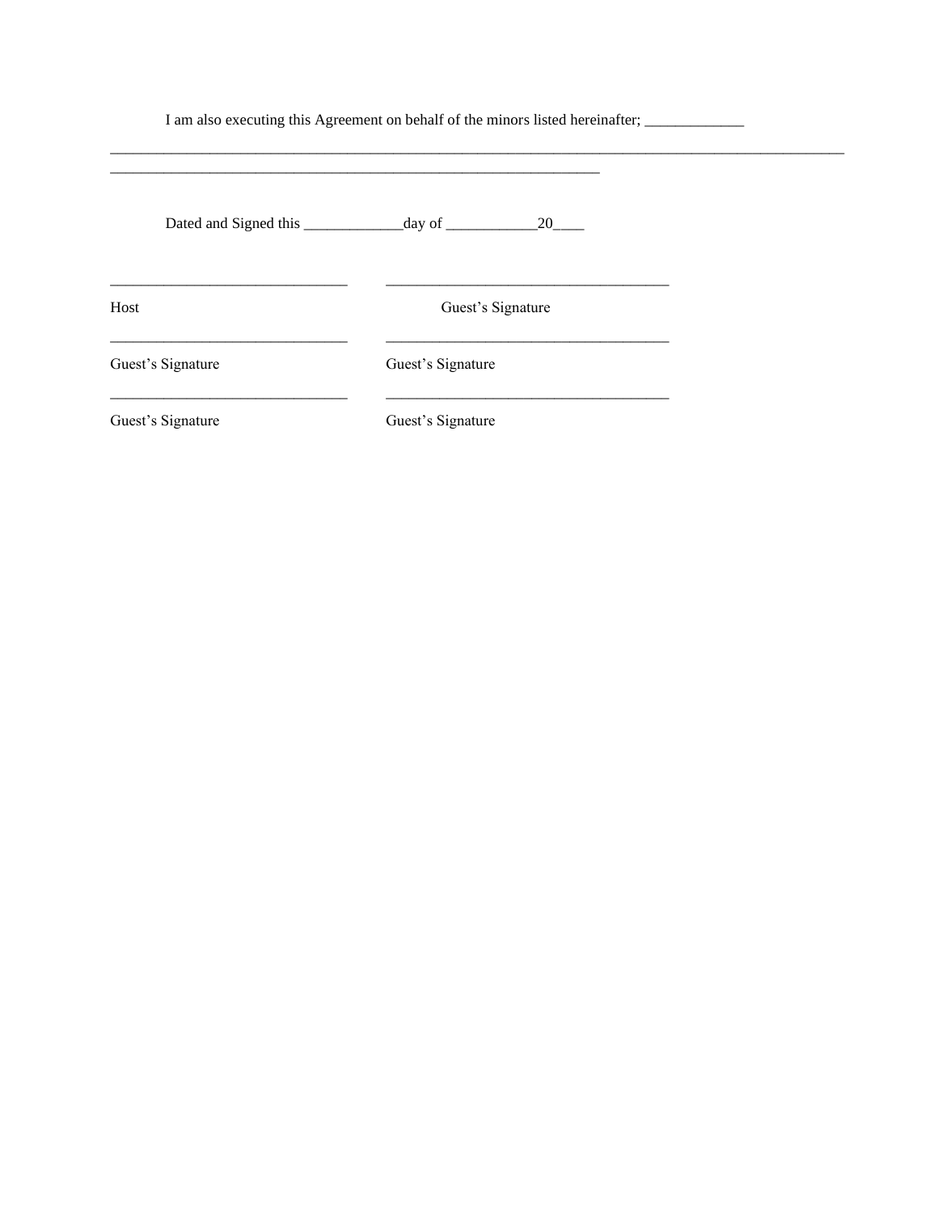I am also executing this Agreement on behalf of the minors listed hereinafter; _____________

______________________________________________________________________________________________

_______________________________________________________________

Dated and Signed this _____________day of ____________20____

| | |
|---|---|
| _______________________________ | _____________________________________ |
| Host | Guest's Signature |
| _______________________________ | _____________________________________ |
| Guest's Signature | Guest's Signature |
| _______________________________ | _____________________________________ |
| Guest's Signature | Guest's Signature |